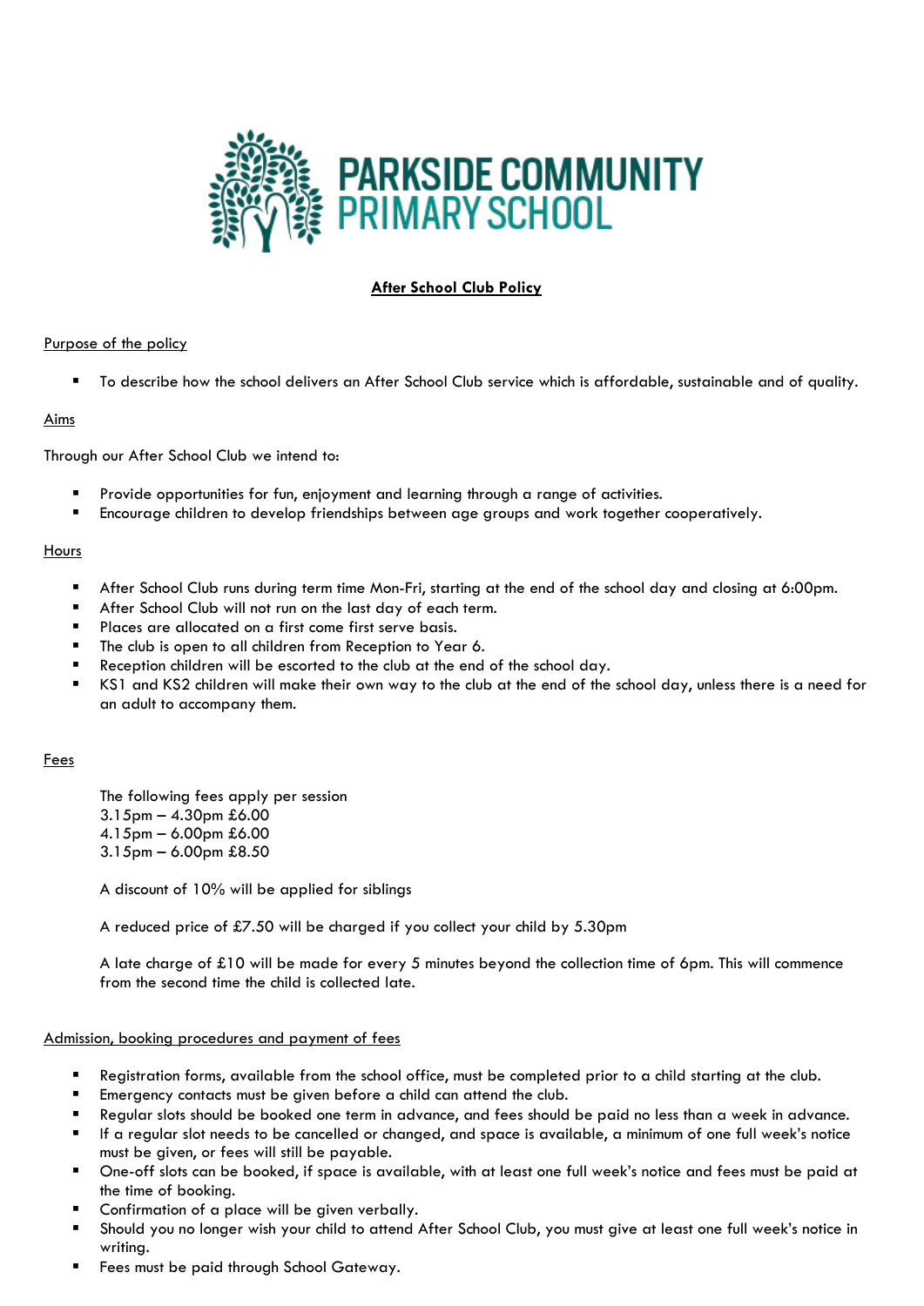# PARKSIDE COMMUNITY PRIMARY SCHOOL

## After School Club Policy

### Purpose of the policy

- To describe how the school delivers an After School Club service which is affordable, sustainable and of quality.

### Aims

Through our After School Club we intend to:

- Provide opportunities for fun, enjoyment and learning through a range of activities.
- Encourage children to develop friendships between age groups and work together cooperatively.

### Hours

- After School Club runs during term time Mon-Fri, starting at the end of the school day and closing at 6:00pm.
- After School Club will not run on the last day of each term.
- Places are allocated on a first come first serve basis.
- The club is open to all children from Reception to Year 6.
- Reception children will be escorted to the club at the end of the school day.
- KS1 and KS2 children will make their own way to the club at the end of the school day, unless there is a need for an adult to accompany them.

### Fees

The following fees apply per session
3.15pm – 4.30pm £6.00
4.15pm – 6.00pm £6.00
3.15pm – 6.00pm £8.50

A discount of 10% will be applied for siblings

A reduced price of £7.50 will be charged if you collect your child by 5.30pm

A late charge of £10 will be made for every 5 minutes beyond the collection time of 6pm. This will commence from the second time the child is collected late.

### Admission, booking procedures and payment of fees

- Registration forms, available from the school office, must be completed prior to a child starting at the club.
- Emergency contacts must be given before a child can attend the club.
- Regular slots should be booked one term in advance, and fees should be paid no less than a week in advance.
- If a regular slot needs to be cancelled or changed, and space is available, a minimum of one full week's notice must be given, or fees will still be payable.
- One-off slots can be booked, if space is available, with at least one full week's notice and fees must be paid at the time of booking.
- Confirmation of a place will be given verbally.
- Should you no longer wish your child to attend After School Club, you must give at least one full week's notice in writing.
- Fees must be paid through School Gateway.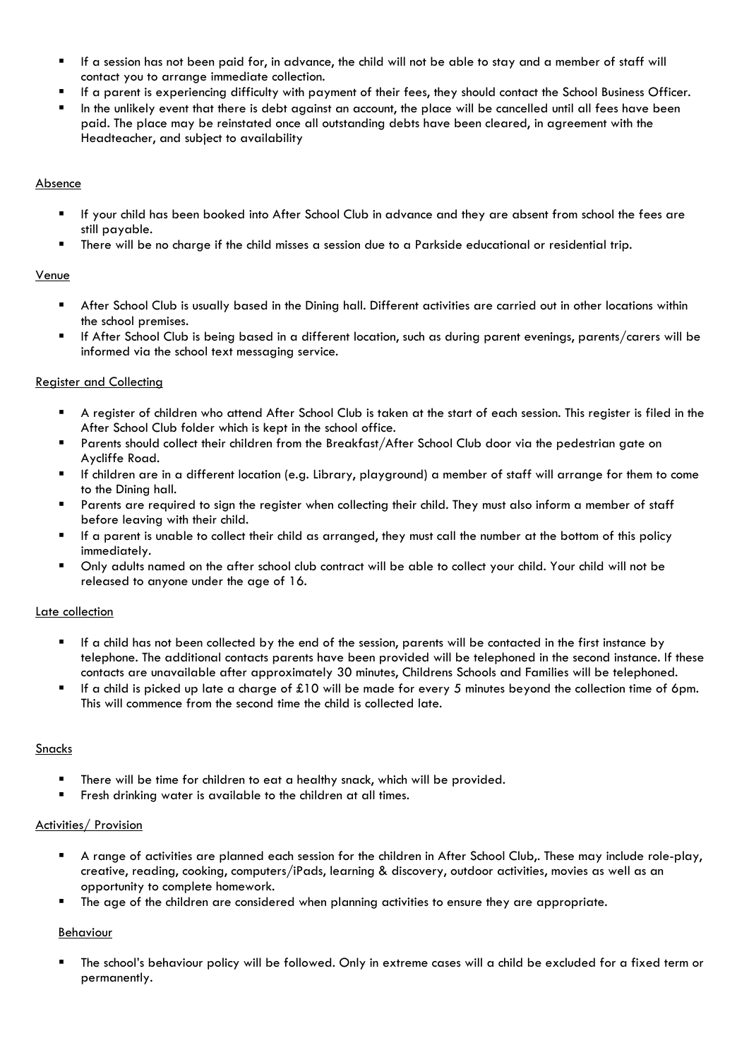- If a session has not been paid for, in advance, the child will not be able to stay and a member of staff will contact you to arrange immediate collection.
- If a parent is experiencing difficulty with payment of their fees, they should contact the School Business Officer.
- In the unlikely event that there is debt against an account, the place will be cancelled until all fees have been paid. The place may be reinstated once all outstanding debts have been cleared, in agreement with the Headteacher, and subject to availability

## Absence

- If your child has been booked into After School Club in advance and they are absent from school the fees are still payable.
- There will be no charge if the child misses a session due to a Parkside educational or residential trip.

## Venue

- After School Club is usually based in the Dining hall. Different activities are carried out in other locations within the school premises.
- If After School Club is being based in a different location, such as during parent evenings, parents/carers will be informed via the school text messaging service.

## Register and Collecting

- A register of children who attend After School Club is taken at the start of each session. This register is filed in the After School Club folder which is kept in the school office.
- Parents should collect their children from the Breakfast/After School Club door via the pedestrian gate on Aycliffe Road.
- If children are in a different location (e.g. Library, playground) a member of staff will arrange for them to come to the Dining hall.
- Parents are required to sign the register when collecting their child. They must also inform a member of staff before leaving with their child.
- If a parent is unable to collect their child as arranged, they must call the number at the bottom of this policy immediately.
- Only adults named on the after school club contract will be able to collect your child. Your child will not be released to anyone under the age of 16.

## Late collection

- If a child has not been collected by the end of the session, parents will be contacted in the first instance by telephone. The additional contacts parents have been provided will be telephoned in the second instance. If these contacts are unavailable after approximately 30 minutes, Childrens Schools and Families will be telephoned.
- If a child is picked up late a charge of £10 will be made for every 5 minutes beyond the collection time of 6pm. This will commence from the second time the child is collected late.

## Snacks

- There will be time for children to eat a healthy snack, which will be provided.
- Fresh drinking water is available to the children at all times.

## Activities/ Provision

- A range of activities are planned each session for the children in After School Club,. These may include role-play, creative, reading, cooking, computers/iPads, learning & discovery, outdoor activities, movies as well as an opportunity to complete homework.
- The age of the children are considered when planning activities to ensure they are appropriate.

## Behaviour

- The school's behaviour policy will be followed. Only in extreme cases will a child be excluded for a fixed term or permanently.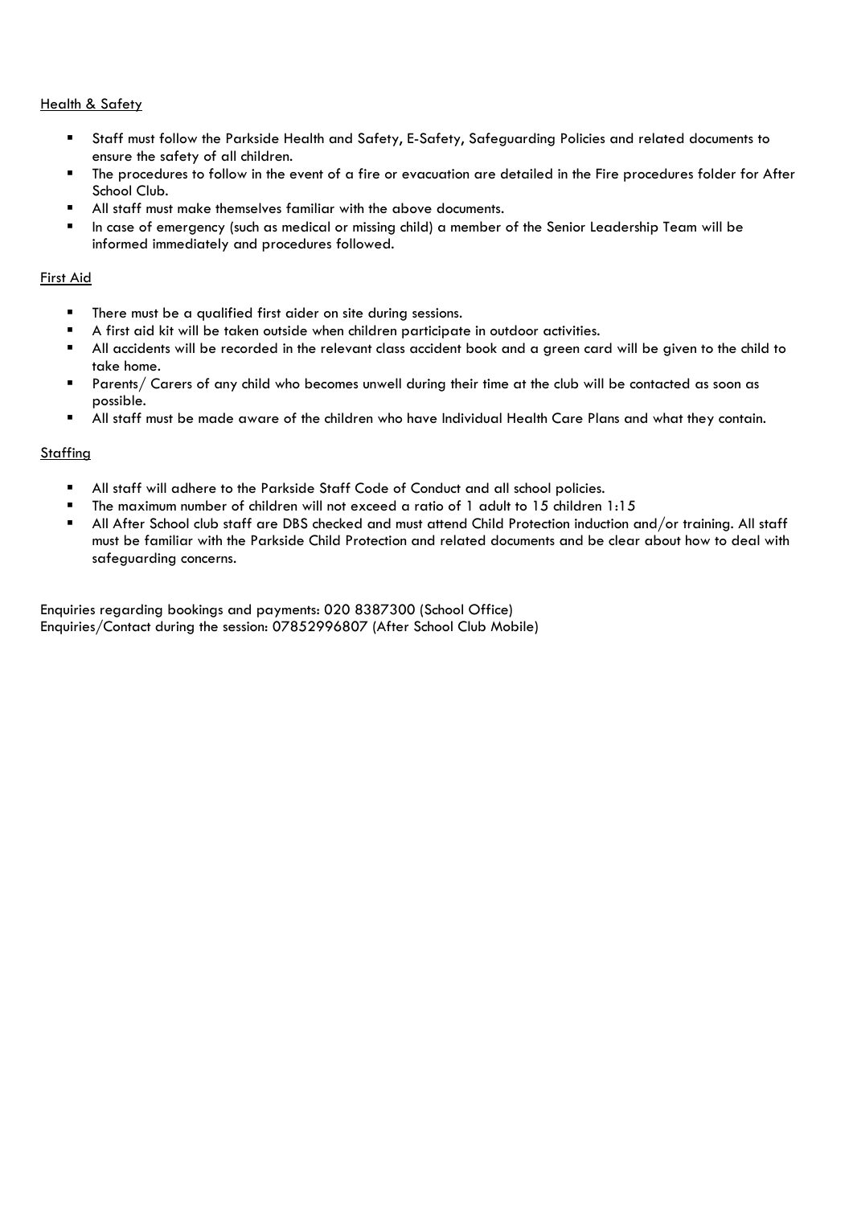Health & Safety

- Staff must follow the Parkside Health and Safety, E-Safety, Safeguarding Policies and related documents to ensure the safety of all children.
- The procedures to follow in the event of a fire or evacuation are detailed in the Fire procedures folder for After School Club.
- All staff must make themselves familiar with the above documents.
- In case of emergency (such as medical or missing child) a member of the Senior Leadership Team will be informed immediately and procedures followed.

First Aid

- There must be a qualified first aider on site during sessions.
- A first aid kit will be taken outside when children participate in outdoor activities.
- All accidents will be recorded in the relevant class accident book and a green card will be given to the child to take home.
- Parents/ Carers of any child who becomes unwell during their time at the club will be contacted as soon as possible.
- All staff must be made aware of the children who have Individual Health Care Plans and what they contain.

Staffing

- All staff will adhere to the Parkside Staff Code of Conduct and all school policies.
- The maximum number of children will not exceed a ratio of 1 adult to 15 children 1:15
- All After School club staff are DBS checked and must attend Child Protection induction and/or training. All staff must be familiar with the Parkside Child Protection and related documents and be clear about how to deal with safeguarding concerns.

Enquiries regarding bookings and payments: 020 8387300 (School Office)
Enquiries/Contact during the session: 07852996807 (After School Club Mobile)